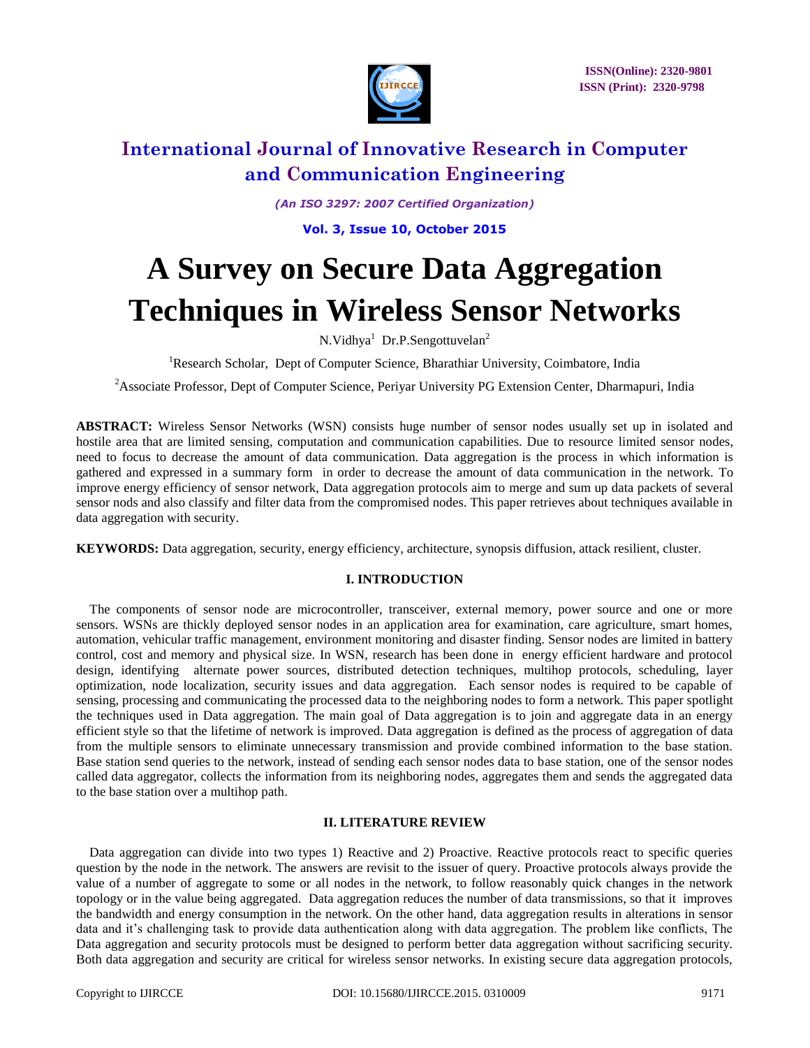# A Survey on Secure Data Aggregation Techniques in Wireless Sensor Networks

N.Vidhya[1] Dr.P.Sengottuvelan[2]

[1]Research Scholar, Dept of Computer Science, Bharathiar University, Coimbatore, India

[2]Associate Professor, Dept of Computer Science, Periyar University PG Extension Center, Dharmapuri, India

**ABSTRACT:** Wireless Sensor Networks (WSN) consists huge number of sensor nodes usually set up in isolated and hostile area that are limited sensing, computation and communication capabilities. Due to resource limited sensor nodes, need to focus to decrease the amount of data communication. Data aggregation is the process in which information is gathered and expressed in a summary form in order to decrease the amount of data communication in the network. To improve energy efficiency of sensor network, Data aggregation protocols aim to merge and sum up data packets of several sensor nods and also classify and filter data from the compromised nodes. This paper retrieves about techniques available in data aggregation with security.

**KEYWORDS:** Data aggregation, security, energy efficiency, architecture, synopsis diffusion, attack resilient, cluster.

## I. INTRODUCTION

The components of sensor node are microcontroller, transceiver, external memory, power source and one or more sensors. WSNs are thickly deployed sensor nodes in an application area for examination, care agriculture, smart homes, automation, vehicular traffic management, environment monitoring and disaster finding. Sensor nodes are limited in battery control, cost and memory and physical size. In WSN, research has been done in energy efficient hardware and protocol design, identifying alternate power sources, distributed detection techniques, multihop protocols, scheduling, layer optimization, node localization, security issues and data aggregation. Each sensor nodes is required to be capable of sensing, processing and communicating the processed data to the neighboring nodes to form a network. This paper spotlight the techniques used in Data aggregation. The main goal of Data aggregation is to join and aggregate data in an energy efficient style so that the lifetime of network is improved. Data aggregation is defined as the process of aggregation of data from the multiple sensors to eliminate unnecessary transmission and provide combined information to the base station. Base station send queries to the network, instead of sending each sensor nodes data to base station, one of the sensor nodes called data aggregator, collects the information from its neighboring nodes, aggregates them and sends the aggregated data to the base station over a multihop path.

## II. LITERATURE REVIEW

Data aggregation can divide into two types 1) Reactive and 2) Proactive. Reactive protocols react to specific queries question by the node in the network. The answers are revisit to the issuer of query. Proactive protocols always provide the value of a number of aggregate to some or all nodes in the network, to follow reasonably quick changes in the network topology or in the value being aggregated. Data aggregation reduces the number of data transmissions, so that it improves the bandwidth and energy consumption in the network. On the other hand, data aggregation results in alterations in sensor data and it's challenging task to provide data authentication along with data aggregation. The problem like conflicts, The Data aggregation and security protocols must be designed to perform better data aggregation without sacrificing security. Both data aggregation and security are critical for wireless sensor networks. In existing secure data aggregation protocols,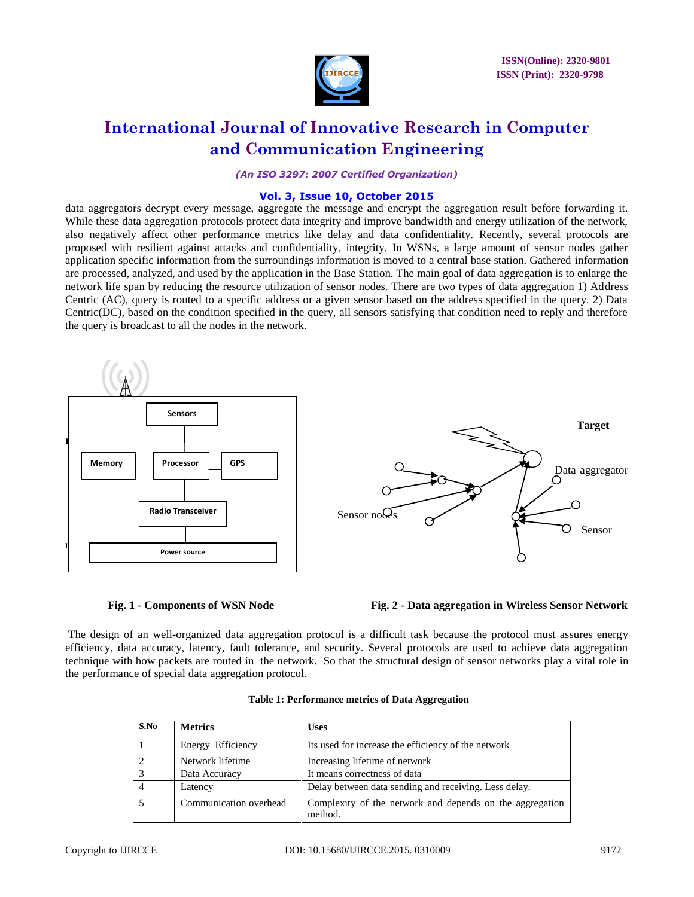data aggregators decrypt every message, aggregate the message and encrypt the aggregation result before forwarding it. While these data aggregation protocols protect data integrity and improve bandwidth and energy utilization of the network, also negatively affect other performance metrics like delay and data confidentiality. Recently, several protocols are proposed with resilient against attacks and confidentiality, integrity. In WSNs, a large amount of sensor nodes gather application specific information from the surroundings information is moved to a central base station. Gathered information are processed, analyzed, and used by the application in the Base Station. The main goal of data aggregation is to enlarge the network life span by reducing the resource utilization of sensor nodes. There are two types of data aggregation 1) Address Centric (AC), query is routed to a specific address or a given sensor based on the address specified in the query. 2) Data Centric(DC), based on the condition specified in the query, all sensors satisfying that condition need to reply and therefore the query is broadcast to all the nodes in the network.

Sensors

Memory | Processor | GPS

Radio Transceiver

Power source

**Fig. 1 - Components of WSN Node**

Target

Data aggregator

Sensor nodes

Sensor

**Fig. 2 - Data aggregation in Wireless Sensor Network**

The design of an well-organized data aggregation protocol is a difficult task because the protocol must assures energy efficiency, data accuracy, latency, fault tolerance, and security. Several protocols are used to achieve data aggregation technique with how packets are routed in the network. So that the structural design of sensor networks play a vital role in the performance of special data aggregation protocol.

**Table 1: Performance metrics of Data Aggregation**

| S.No | Metrics | Uses |
|---|---|---|
| 1 | Energy Efficiency | Its used for increase the efficiency of the network |
| 2 | Network lifetime | Increasing lifetime of network |
| 3 | Data Accuracy | It means correctness of data |
| 4 | Latency | Delay between data sending and receiving. Less delay. |
| 5 | Communication overhead | Complexity of the network and depends on the aggregation method. |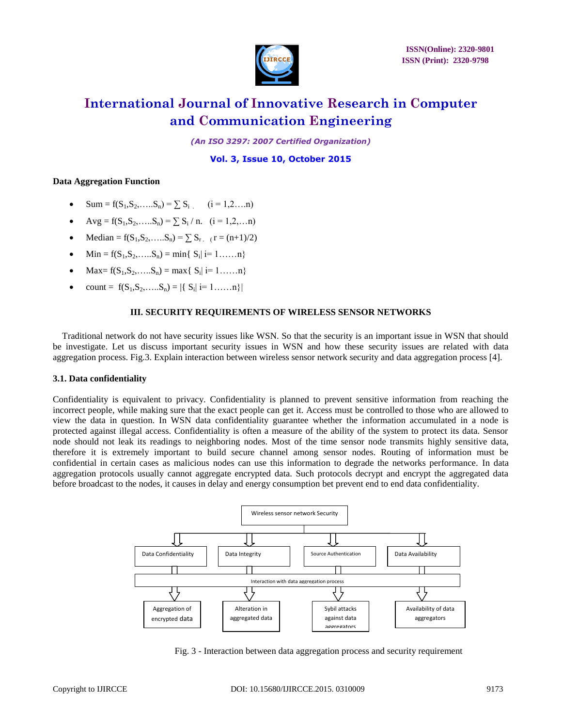**Data Aggregation Function**

- Sum = $f(S_1,S_2,\ldots S_n) = \sum S_i$   $(i = 1,2\ldots n)$
- Avg = $f(S_1,S_2,\ldots S_n) = \sum S_i / n$.   $(i = 1,2,\ldots n)$
- Median = $f(S_1,S_2,\ldots S_n) = \sum S_r$  $(r = (n+1)/2)$
- Min = $f(S_1,S_2,\ldots S_n) = \min\{ S_i | i = 1\ldots\ldots n\}$
- Max= $f(S_1,S_2,\ldots S_n) = \max\{ S_i | i = 1\ldots\ldots n\}$
- count = $f(S_1,S_2,\ldots S_n) = |\{ S_i | i = 1\ldots\ldots n\}|$

## III. SECURITY REQUIREMENTS OF WIRELESS SENSOR NETWORKS

Traditional network do not have security issues like WSN. So that the security is an important issue in WSN that should be investigate. Let us discuss important security issues in WSN and how these security issues are related with data aggregation process. Fig.3. Explain interaction between wireless sensor network security and data aggregation process [4].

### 3.1. Data confidentiality

Confidentiality is equivalent to privacy. Confidentiality is planned to prevent sensitive information from reaching the incorrect people, while making sure that the exact people can get it. Access must be controlled to those who are allowed to view the data in question. In WSN data confidentiality guarantee whether the information accumulated in a node is protected against illegal access. Confidentiality is often a measure of the ability of the system to protect its data. Sensor node should not leak its readings to neighboring nodes. Most of the time sensor node transmits highly sensitive data, therefore it is extremely important to build secure channel among sensor nodes. Routing of information must be confidential in certain cases as malicious nodes can use this information to degrade the networks performance. In data aggregation protocols usually cannot aggregate encrypted data. Such protocols decrypt and encrypt the aggregated data before broadcast to the nodes, it causes in delay and energy consumption bet prevent end to end data confidentiality.

Wireless sensor network Security

Data Confidentiality | Data Integrity | Source Authentication | Data Availability

Interaction with data aggregation process

Aggregation of encrypted data | Alteration in aggregated data | Sybil attacks against data aggregators | Availability of data aggregators

Fig. 3 - Interaction between data aggregation process and security requirement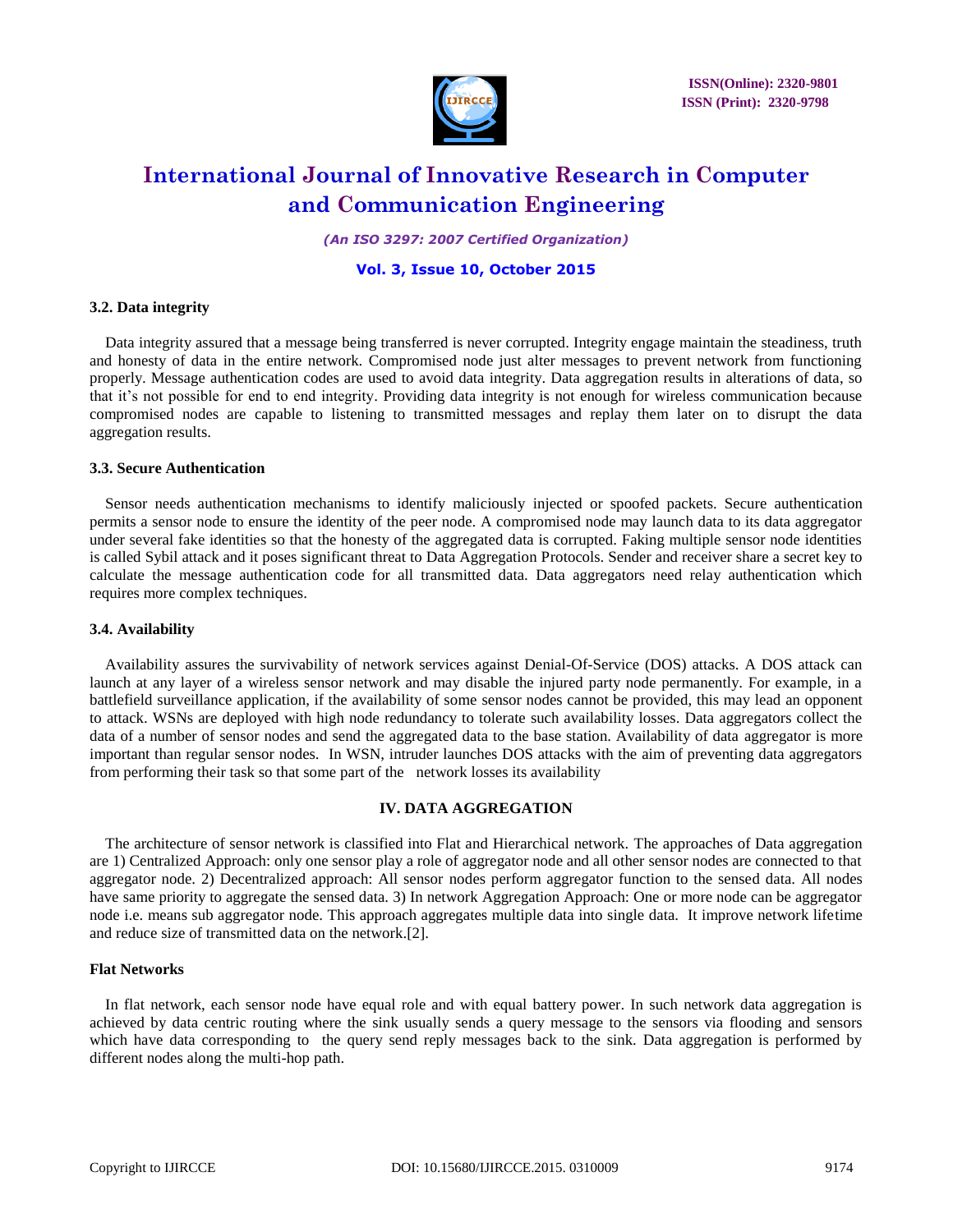### 3.2. Data integrity

Data integrity assured that a message being transferred is never corrupted. Integrity engage maintain the steadiness, truth and honesty of data in the entire network. Compromised node just alter messages to prevent network from functioning properly. Message authentication codes are used to avoid data integrity. Data aggregation results in alterations of data, so that it's not possible for end to end integrity. Providing data integrity is not enough for wireless communication because compromised nodes are capable to listening to transmitted messages and replay them later on to disrupt the data aggregation results.

### 3.3. Secure Authentication

Sensor needs authentication mechanisms to identify maliciously injected or spoofed packets. Secure authentication permits a sensor node to ensure the identity of the peer node. A compromised node may launch data to its data aggregator under several fake identities so that the honesty of the aggregated data is corrupted. Faking multiple sensor node identities is called Sybil attack and it poses significant threat to Data Aggregation Protocols. Sender and receiver share a secret key to calculate the message authentication code for all transmitted data. Data aggregators need relay authentication which requires more complex techniques.

### 3.4. Availability

Availability assures the survivability of network services against Denial-Of-Service (DOS) attacks. A DOS attack can launch at any layer of a wireless sensor network and may disable the injured party node permanently. For example, in a battlefield surveillance application, if the availability of some sensor nodes cannot be provided, this may lead an opponent to attack. WSNs are deployed with high node redundancy to tolerate such availability losses. Data aggregators collect the data of a number of sensor nodes and send the aggregated data to the base station. Availability of data aggregator is more important than regular sensor nodes. In WSN, intruder launches DOS attacks with the aim of preventing data aggregators from performing their task so that some part of the network losses its availability

## IV. DATA AGGREGATION

The architecture of sensor network is classified into Flat and Hierarchical network. The approaches of Data aggregation are 1) Centralized Approach: only one sensor play a role of aggregator node and all other sensor nodes are connected to that aggregator node. 2) Decentralized approach: All sensor nodes perform aggregator function to the sensed data. All nodes have same priority to aggregate the sensed data. 3) In network Aggregation Approach: One or more node can be aggregator node i.e. means sub aggregator node. This approach aggregates multiple data into single data. It improve network lifetime and reduce size of transmitted data on the network.[2].

### Flat Networks

In flat network, each sensor node have equal role and with equal battery power. In such network data aggregation is achieved by data centric routing where the sink usually sends a query message to the sensors via flooding and sensors which have data corresponding to the query send reply messages back to the sink. Data aggregation is performed by different nodes along the multi-hop path.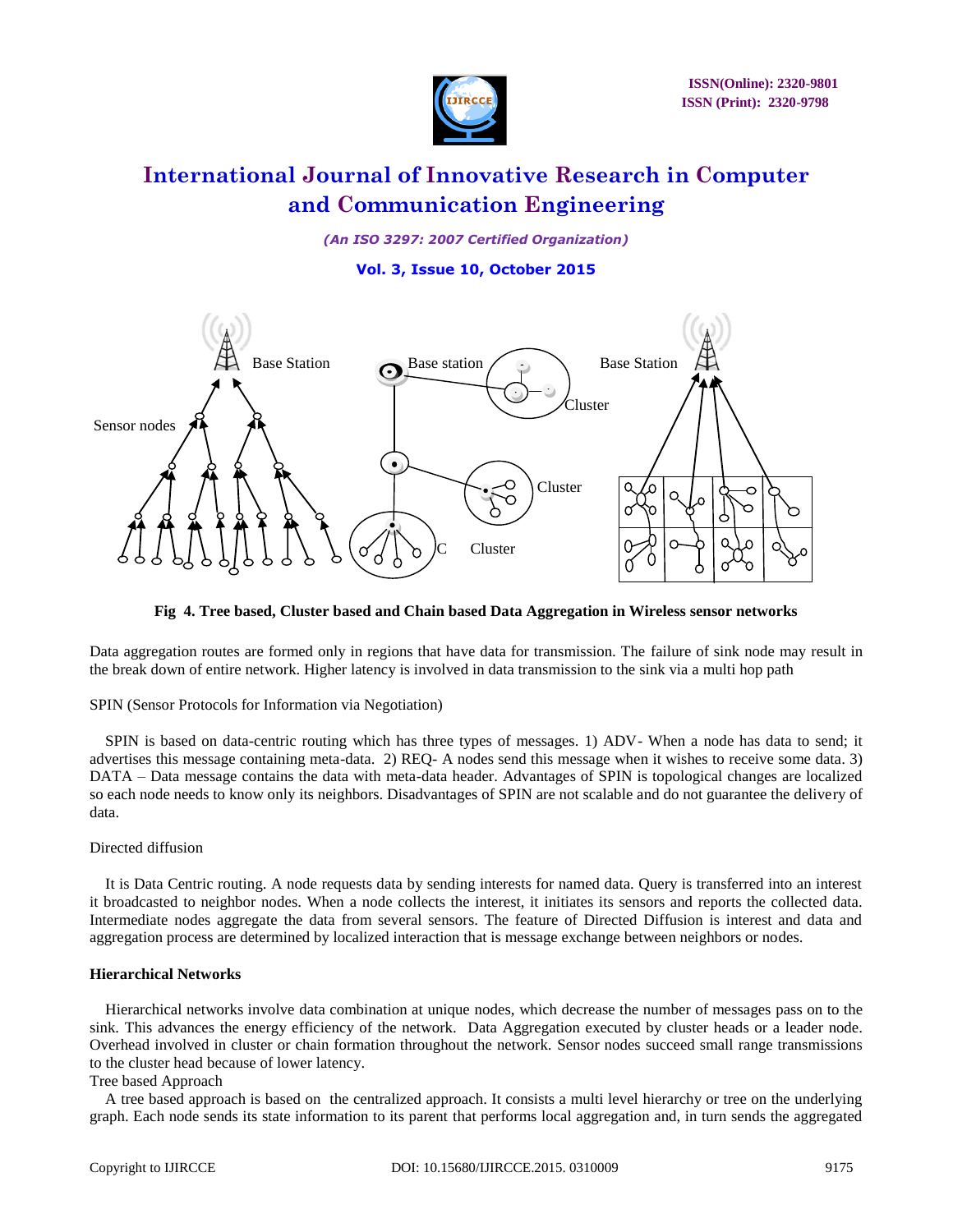Fig 4. Tree based, Cluster based and Chain based Data Aggregation in Wireless sensor networks

Data aggregation routes are formed only in regions that have data for transmission. The failure of sink node may result in the break down of entire network. Higher latency is involved in data transmission to the sink via a multi hop path

SPIN (Sensor Protocols for Information via Negotiation)

SPIN is based on data-centric routing which has three types of messages. 1) ADV- When a node has data to send; it advertises this message containing meta-data. 2) REQ- A nodes send this message when it wishes to receive some data. 3) DATA – Data message contains the data with meta-data header. Advantages of SPIN is topological changes are localized so each node needs to know only its neighbors. Disadvantages of SPIN are not scalable and do not guarantee the delivery of data.

Directed diffusion

It is Data Centric routing. A node requests data by sending interests for named data. Query is transferred into an interest it broadcasted to neighbor nodes. When a node collects the interest, it initiates its sensors and reports the collected data. Intermediate nodes aggregate the data from several sensors. The feature of Directed Diffusion is interest and data and aggregation process are determined by localized interaction that is message exchange between neighbors or nodes.

**Hierarchical Networks**

Hierarchical networks involve data combination at unique nodes, which decrease the number of messages pass on to the sink. This advances the energy efficiency of the network. Data Aggregation executed by cluster heads or a leader node. Overhead involved in cluster or chain formation throughout the network. Sensor nodes succeed small range transmissions to the cluster head because of lower latency.

Tree based Approach

A tree based approach is based on the centralized approach. It consists a multi level hierarchy or tree on the underlying graph. Each node sends its state information to its parent that performs local aggregation and, in turn sends the aggregated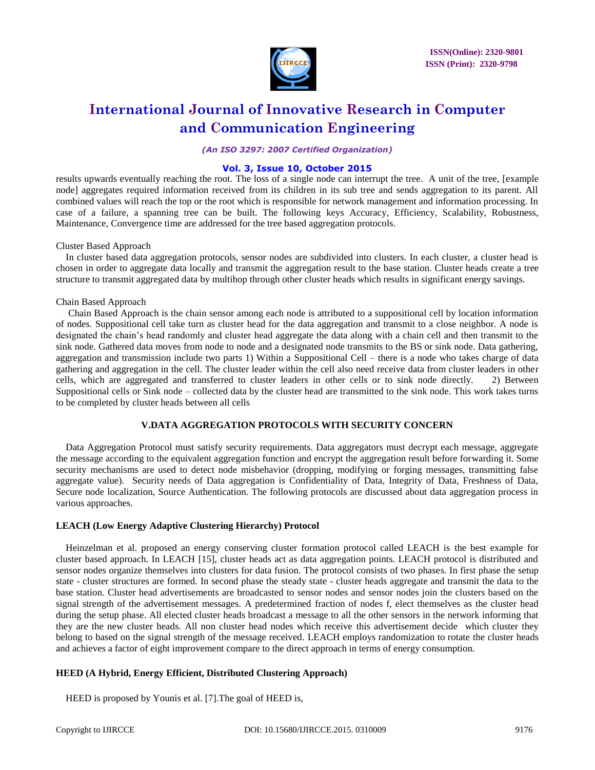results upwards eventually reaching the root. The loss of a single node can interrupt the tree. A unit of the tree, [example node] aggregates required information received from its children in its sub tree and sends aggregation to its parent. All combined values will reach the top or the root which is responsible for network management and information processing. In case of a failure, a spanning tree can be built. The following keys Accuracy, Efficiency, Scalability, Robustness, Maintenance, Convergence time are addressed for the tree based aggregation protocols.

Cluster Based Approach

In cluster based data aggregation protocols, sensor nodes are subdivided into clusters. In each cluster, a cluster head is chosen in order to aggregate data locally and transmit the aggregation result to the base station. Cluster heads create a tree structure to transmit aggregated data by multihop through other cluster heads which results in significant energy savings.

Chain Based Approach

Chain Based Approach is the chain sensor among each node is attributed to a suppositional cell by location information of nodes. Suppositional cell take turn as cluster head for the data aggregation and transmit to a close neighbor. A node is designated the chain's head randomly and cluster head aggregate the data along with a chain cell and then transmit to the sink node. Gathered data moves from node to node and a designated node transmits to the BS or sink node. Data gathering, aggregation and transmission include two parts 1) Within a Suppositional Cell – there is a node who takes charge of data gathering and aggregation in the cell. The cluster leader within the cell also need receive data from cluster leaders in other cells, which are aggregated and transferred to cluster leaders in other cells or to sink node directly. 2) Between Suppositional cells or Sink node – collected data by the cluster head are transmitted to the sink node. This work takes turns to be completed by cluster heads between all cells

## V.DATA AGGREGATION PROTOCOLS WITH SECURITY CONCERN

Data Aggregation Protocol must satisfy security requirements. Data aggregators must decrypt each message, aggregate the message according to the equivalent aggregation function and encrypt the aggregation result before forwarding it. Some security mechanisms are used to detect node misbehavior (dropping, modifying or forging messages, transmitting false aggregate value). Security needs of Data aggregation is Confidentiality of Data, Integrity of Data, Freshness of Data, Secure node localization, Source Authentication. The following protocols are discussed about data aggregation process in various approaches.

### LEACH (Low Energy Adaptive Clustering Hierarchy) Protocol

Heinzelman et al. proposed an energy conserving cluster formation protocol called LEACH is the best example for cluster based approach. In LEACH [15], cluster heads act as data aggregation points. LEACH protocol is distributed and sensor nodes organize themselves into clusters for data fusion. The protocol consists of two phases. In first phase the setup state - cluster structures are formed. In second phase the steady state - cluster heads aggregate and transmit the data to the base station. Cluster head advertisements are broadcasted to sensor nodes and sensor nodes join the clusters based on the signal strength of the advertisement messages. A predetermined fraction of nodes f, elect themselves as the cluster head during the setup phase. All elected cluster heads broadcast a message to all the other sensors in the network informing that they are the new cluster heads. All non cluster head nodes which receive this advertisement decide which cluster they belong to based on the signal strength of the message received. LEACH employs randomization to rotate the cluster heads and achieves a factor of eight improvement compare to the direct approach in terms of energy consumption.

### HEED (A Hybrid, Energy Efficient, Distributed Clustering Approach)

HEED is proposed by Younis et al. [7].The goal of HEED is,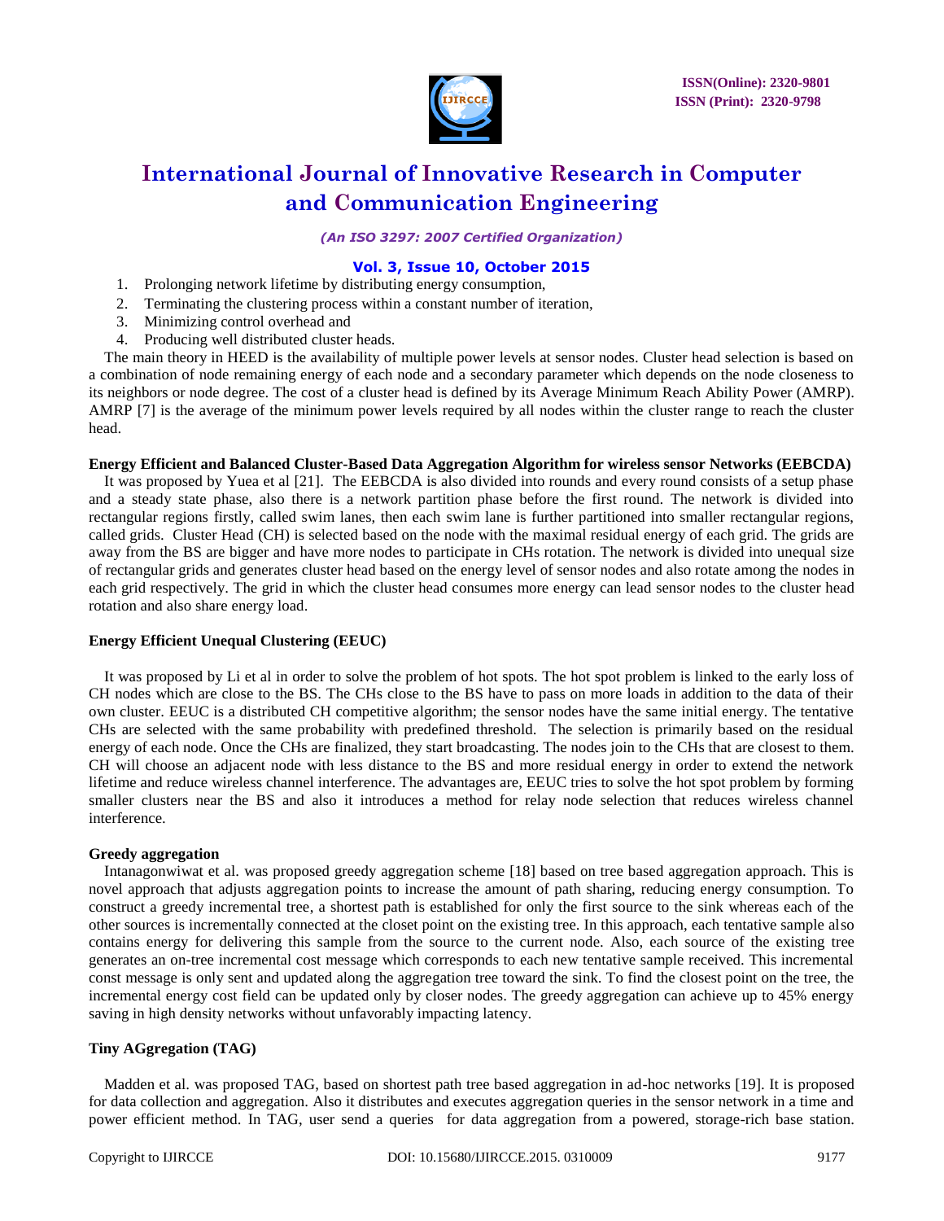1. Prolonging network lifetime by distributing energy consumption,
2. Terminating the clustering process within a constant number of iteration,
3. Minimizing control overhead and
4. Producing well distributed cluster heads.

The main theory in HEED is the availability of multiple power levels at sensor nodes. Cluster head selection is based on a combination of node remaining energy of each node and a secondary parameter which depends on the node closeness to its neighbors or node degree. The cost of a cluster head is defined by its Average Minimum Reach Ability Power (AMRP). AMRP [7] is the average of the minimum power levels required by all nodes within the cluster range to reach the cluster head.

**Energy Efficient and Balanced Cluster-Based Data Aggregation Algorithm for wireless sensor Networks (EEBCDA)**

It was proposed by Yuea et al [21]. The EEBCDA is also divided into rounds and every round consists of a setup phase and a steady state phase, also there is a network partition phase before the first round. The network is divided into rectangular regions firstly, called swim lanes, then each swim lane is further partitioned into smaller rectangular regions, called grids. Cluster Head (CH) is selected based on the node with the maximal residual energy of each grid. The grids are away from the BS are bigger and have more nodes to participate in CHs rotation. The network is divided into unequal size of rectangular grids and generates cluster head based on the energy level of sensor nodes and also rotate among the nodes in each grid respectively. The grid in which the cluster head consumes more energy can lead sensor nodes to the cluster head rotation and also share energy load.

**Energy Efficient Unequal Clustering (EEUC)**

It was proposed by Li et al in order to solve the problem of hot spots. The hot spot problem is linked to the early loss of CH nodes which are close to the BS. The CHs close to the BS have to pass on more loads in addition to the data of their own cluster. EEUC is a distributed CH competitive algorithm; the sensor nodes have the same initial energy. The tentative CHs are selected with the same probability with predefined threshold. The selection is primarily based on the residual energy of each node. Once the CHs are finalized, they start broadcasting. The nodes join to the CHs that are closest to them. CH will choose an adjacent node with less distance to the BS and more residual energy in order to extend the network lifetime and reduce wireless channel interference. The advantages are, EEUC tries to solve the hot spot problem by forming smaller clusters near the BS and also it introduces a method for relay node selection that reduces wireless channel interference.

**Greedy aggregation**

Intanagonwiwat et al. was proposed greedy aggregation scheme [18] based on tree based aggregation approach. This is novel approach that adjusts aggregation points to increase the amount of path sharing, reducing energy consumption. To construct a greedy incremental tree, a shortest path is established for only the first source to the sink whereas each of the other sources is incrementally connected at the closet point on the existing tree. In this approach, each tentative sample also contains energy for delivering this sample from the source to the current node. Also, each source of the existing tree generates an on-tree incremental cost message which corresponds to each new tentative sample received. This incremental const message is only sent and updated along the aggregation tree toward the sink. To find the closest point on the tree, the incremental energy cost field can be updated only by closer nodes. The greedy aggregation can achieve up to 45% energy saving in high density networks without unfavorably impacting latency.

**Tiny AGgregation (TAG)**

Madden et al. was proposed TAG, based on shortest path tree based aggregation in ad-hoc networks [19]. It is proposed for data collection and aggregation. Also it distributes and executes aggregation queries in the sensor network in a time and power efficient method. In TAG, user send a queries for data aggregation from a powered, storage-rich base station.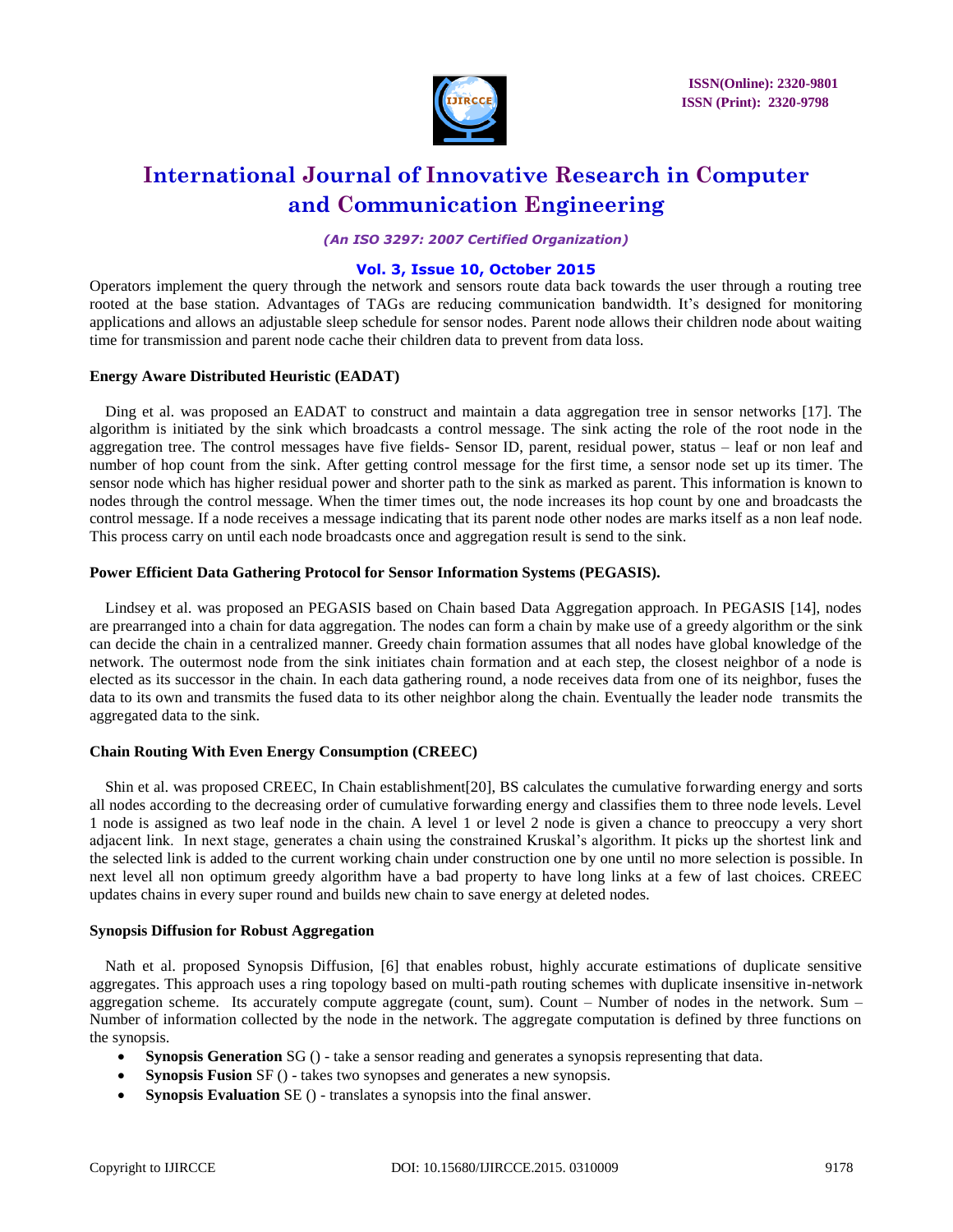Operators implement the query through the network and sensors route data back towards the user through a routing tree rooted at the base station. Advantages of TAGs are reducing communication bandwidth. It's designed for monitoring applications and allows an adjustable sleep schedule for sensor nodes. Parent node allows their children node about waiting time for transmission and parent node cache their children data to prevent from data loss.

**Energy Aware Distributed Heuristic (EADAT)**

Ding et al. was proposed an EADAT to construct and maintain a data aggregation tree in sensor networks [17]. The algorithm is initiated by the sink which broadcasts a control message. The sink acting the role of the root node in the aggregation tree. The control messages have five fields- Sensor ID, parent, residual power, status – leaf or non leaf and number of hop count from the sink. After getting control message for the first time, a sensor node set up its timer. The sensor node which has higher residual power and shorter path to the sink as marked as parent. This information is known to nodes through the control message. When the timer times out, the node increases its hop count by one and broadcasts the control message. If a node receives a message indicating that its parent node other nodes are marks itself as a non leaf node. This process carry on until each node broadcasts once and aggregation result is send to the sink.

**Power Efficient Data Gathering Protocol for Sensor Information Systems (PEGASIS).**

Lindsey et al. was proposed an PEGASIS based on Chain based Data Aggregation approach. In PEGASIS [14], nodes are prearranged into a chain for data aggregation. The nodes can form a chain by make use of a greedy algorithm or the sink can decide the chain in a centralized manner. Greedy chain formation assumes that all nodes have global knowledge of the network. The outermost node from the sink initiates chain formation and at each step, the closest neighbor of a node is elected as its successor in the chain. In each data gathering round, a node receives data from one of its neighbor, fuses the data to its own and transmits the fused data to its other neighbor along the chain. Eventually the leader node transmits the aggregated data to the sink.

**Chain Routing With Even Energy Consumption (CREEC)**

Shin et al. was proposed CREEC, In Chain establishment[20], BS calculates the cumulative forwarding energy and sorts all nodes according to the decreasing order of cumulative forwarding energy and classifies them to three node levels. Level 1 node is assigned as two leaf node in the chain. A level 1 or level 2 node is given a chance to preoccupy a very short adjacent link. In next stage, generates a chain using the constrained Kruskal's algorithm. It picks up the shortest link and the selected link is added to the current working chain under construction one by one until no more selection is possible. In next level all non optimum greedy algorithm have a bad property to have long links at a few of last choices. CREEC updates chains in every super round and builds new chain to save energy at deleted nodes.

**Synopsis Diffusion for Robust Aggregation**

Nath et al. proposed Synopsis Diffusion, [6] that enables robust, highly accurate estimations of duplicate sensitive aggregates. This approach uses a ring topology based on multi-path routing schemes with duplicate insensitive in-network aggregation scheme. Its accurately compute aggregate (count, sum). Count – Number of nodes in the network. Sum – Number of information collected by the node in the network. The aggregate computation is defined by three functions on the synopsis.

- **Synopsis Generation** SG () - take a sensor reading and generates a synopsis representing that data.
- **Synopsis Fusion** SF () - takes two synopses and generates a new synopsis.
- **Synopsis Evaluation** SE () - translates a synopsis into the final answer.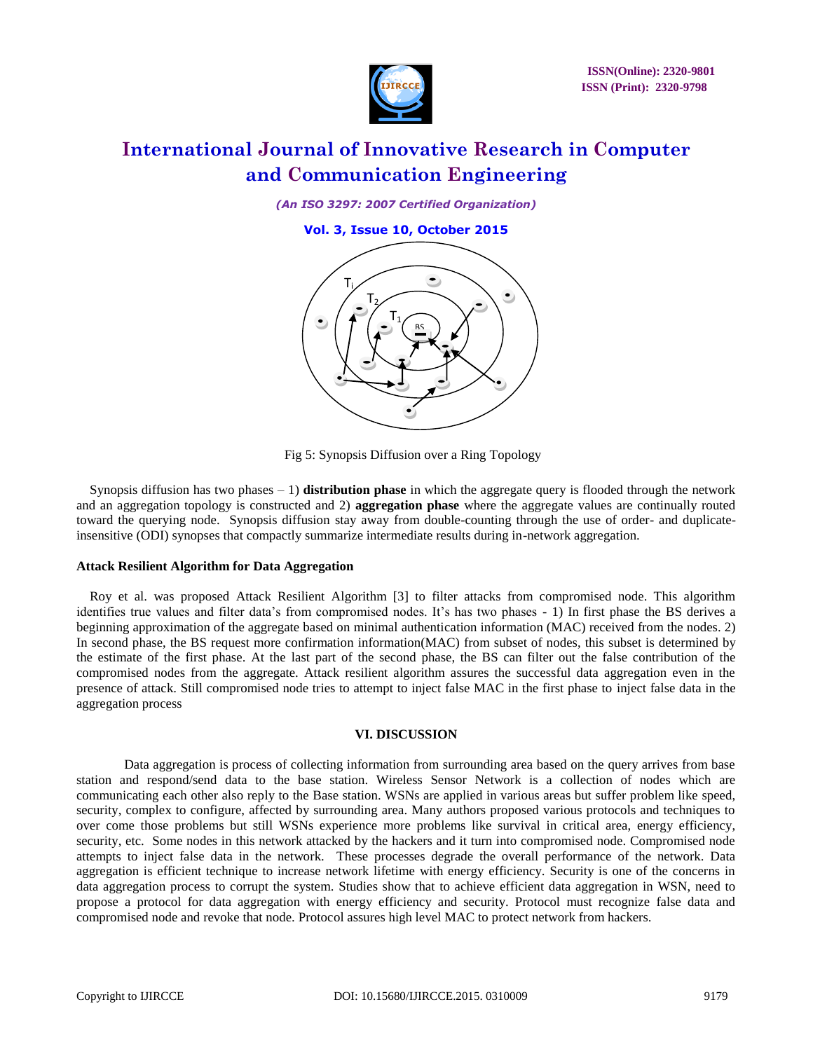Fig 5: Synopsis Diffusion over a Ring Topology

Synopsis diffusion has two phases – 1) **distribution phase** in which the aggregate query is flooded through the network and an aggregation topology is constructed and 2) **aggregation phase** where the aggregate values are continually routed toward the querying node. Synopsis diffusion stay away from double-counting through the use of order- and duplicate-insensitive (ODI) synopses that compactly summarize intermediate results during in-network aggregation.

### Attack Resilient Algorithm for Data Aggregation

Roy et al. was proposed Attack Resilient Algorithm [3] to filter attacks from compromised node. This algorithm identifies true values and filter data's from compromised nodes. It's has two phases - 1) In first phase the BS derives a beginning approximation of the aggregate based on minimal authentication information (MAC) received from the nodes. 2) In second phase, the BS request more confirmation information(MAC) from subset of nodes, this subset is determined by the estimate of the first phase. At the last part of the second phase, the BS can filter out the false contribution of the compromised nodes from the aggregate. Attack resilient algorithm assures the successful data aggregation even in the presence of attack. Still compromised node tries to attempt to inject false MAC in the first phase to inject false data in the aggregation process

## VI. DISCUSSION

Data aggregation is process of collecting information from surrounding area based on the query arrives from base station and respond/send data to the base station. Wireless Sensor Network is a collection of nodes which are communicating each other also reply to the Base station. WSNs are applied in various areas but suffer problem like speed, security, complex to configure, affected by surrounding area. Many authors proposed various protocols and techniques to over come those problems but still WSNs experience more problems like survival in critical area, energy efficiency, security, etc. Some nodes in this network attacked by the hackers and it turn into compromised node. Compromised node attempts to inject false data in the network. These processes degrade the overall performance of the network. Data aggregation is efficient technique to increase network lifetime with energy efficiency. Security is one of the concerns in data aggregation process to corrupt the system. Studies show that to achieve efficient data aggregation in WSN, need to propose a protocol for data aggregation with energy efficiency and security. Protocol must recognize false data and compromised node and revoke that node. Protocol assures high level MAC to protect network from hackers.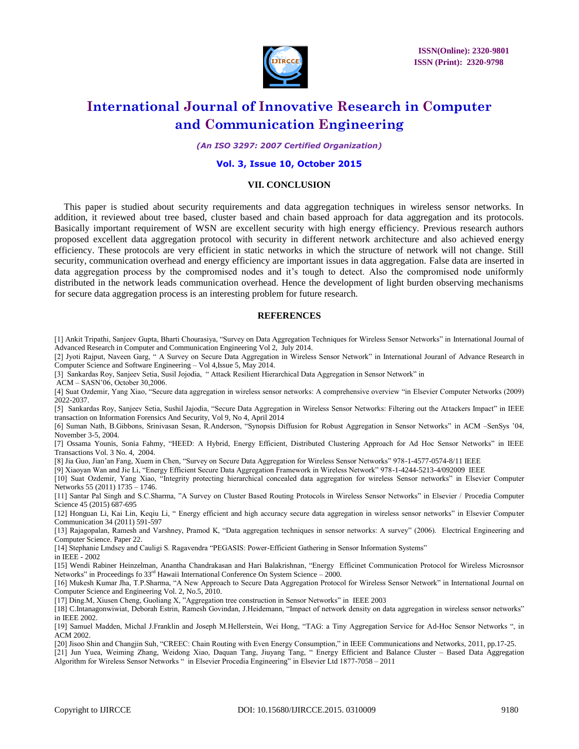## VII. CONCLUSION

This paper is studied about security requirements and data aggregation techniques in wireless sensor networks. In addition, it reviewed about tree based, cluster based and chain based approach for data aggregation and its protocols. Basically important requirement of WSN are excellent security with high energy efficiency. Previous research authors proposed excellent data aggregation protocol with security in different network architecture and also achieved energy efficiency. These protocols are very efficient in static networks in which the structure of network will not change. Still security, communication overhead and energy efficiency are important issues in data aggregation. False data are inserted in data aggregation process by the compromised nodes and it's tough to detect. Also the compromised node uniformly distributed in the network leads communication overhead. Hence the development of light burden observing mechanisms for secure data aggregation process is an interesting problem for future research.

## REFERENCES

[1] Ankit Tripathi, Sanjeev Gupta, Bharti Chourasiya, "Survey on Data Aggregation Techniques for Wireless Sensor Networks" in International Journal of Advanced Research in Computer and Communication Engineering Vol 2, July 2014.

[2] Jyoti Rajput, Naveen Garg, " A Survey on Secure Data Aggregation in Wireless Sensor Network" in International Jouranl of Advance Research in Computer Science and Software Engineering – Vol 4,Issue 5, May 2014.

[3] Sankardas Roy, Sanjeev Setia, Susil Jojodia, " Attack Resilient Hierarchical Data Aggregation in Sensor Network" in ACM – SASN'06, October 30,2006.

[4] Suat Ozdemir, Yang Xiao, "Secure data aggregation in wireless sensor networks: A comprehensive overview "in Elsevier Computer Networks (2009) 2022-2037.

[5] Sankardas Roy, Sanjeev Setia, Sushil Jajodia, "Secure Data Aggregation in Wireless Sensor Networks: Filtering out the Attackers Impact" in IEEE transaction on Information Forensics And Security, Vol 9, No 4, April 2014

[6] Suman Nath, B.Gibbons, Srinivasan Sesan, R.Anderson, "Synopsis Diffusion for Robust Aggregation in Sensor Networks" in ACM –SenSys '04, November 3-5, 2004.

[7] Ossama Younis, Sonia Fahmy, "HEED: A Hybrid, Energy Efficient, Distributed Clustering Approach for Ad Hoc Sensor Networks" in IEEE Transactions Vol. 3 No. 4, 2004.

[8] Jia Guo, Jian'an Fang, Xuem in Chen, "Survey on Secure Data Aggregation for Wireless Sensor Networks" 978-1-4577-0574-8/11 IEEE

[9] Xiaoyan Wan and Jie Li, "Energy Efficient Secure Data Aggregation Framework in Wireless Network" 978-1-4244-5213-4/092009 IEEE

[10] Suat Ozdemir, Yang Xiao, "Integrity protecting hierarchical concealed data aggregation for wireless Sensor networks" in Elsevier Computer Networks 55 (2011) 1735 – 1746.

[11] Santar Pal Singh and S.C.Sharma, "A Survey on Cluster Based Routing Protocols in Wireless Sensor Networks" in Elsevier / Procedia Computer Science 45 (2015) 687-695

[12] Honguan Li, Kai Lin, Keqiu Li, " Energy efficient and high accuracy secure data aggregation in wireless sensor networks" in Elsevier Computer Communication 34 (2011) 591-597

[13] Rajagopalan, Ramesh and Varshney, Pramod K, "Data aggregation techniques in sensor networks: A survey" (2006). Electrical Engineering and Computer Science. Paper 22.

[14] Stephanie Lmdsey and Cauligi S. Ragavendra "PEGASIS: Power-Efficient Gathering in Sensor Information Systems" in IEEE - 2002

[15] Wendi Rabiner Heinzelman, Anantha Chandrakasan and Hari Balakrishnan, "Energy Efficinet Communication Protocol for Wireless Microsnsor Networks" in Proceedings fo 33rd Hawaii International Conference On System Science – 2000.

[16] Mukesh Kumar Jha, T.P.Sharma, "A New Approach to Secure Data Aggregation Protocol for Wireless Sensor Network" in International Journal on Computer Science and Engineering Vol. 2, No.5, 2010.

[17] Ding.M, Xiusen Cheng, Guoliang X, "Aggregation tree construction in Sensor Networks" in IEEE 2003

[18] C.Intanagonwiwiat, Deborah Estrin, Ramesh Govindan, J.Heidemann, "Impact of network density on data aggregation in wireless sensor networks" in IEEE 2002.

[19] Samuel Madden, Michal J.Franklin and Joseph M.Hellerstein, Wei Hong, "TAG: a Tiny Aggregation Service for Ad-Hoc Sensor Networks ", in ACM 2002.

[20] Jisoo Shin and Changjin Suh, "CREEC: Chain Routing with Even Energy Consumption," in IEEE Communications and Networks, 2011, pp.17-25.

[21] Jun Yuea, Weiming Zhang, Weidong Xiao, Daquan Tang, Jiuyang Tang, " Energy Efficient and Balance Cluster – Based Data Aggregation Algorithm for Wireless Sensor Networks " in Elsevier Procedia Engineering" in Elsevier Ltd 1877-7058 – 2011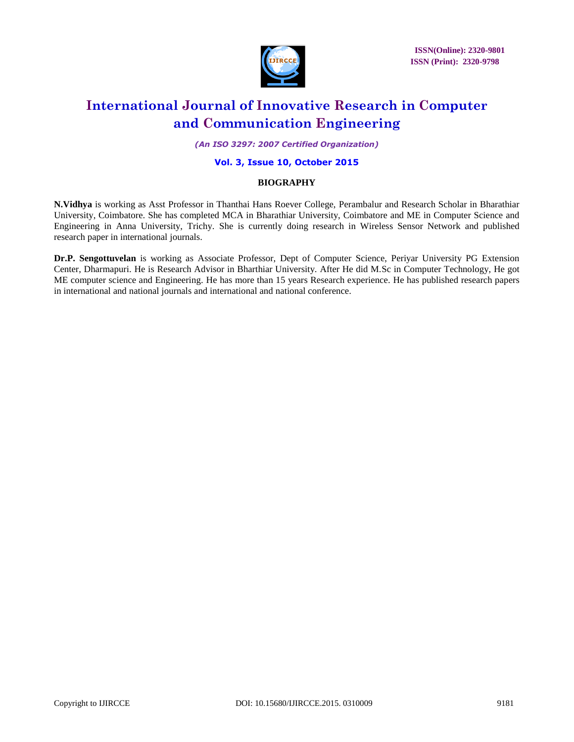## BIOGRAPHY

**N.Vidhya** is working as Asst Professor in Thanthai Hans Roever College, Perambalur and Research Scholar in Bharathiar University, Coimbatore. She has completed MCA in Bharathiar University, Coimbatore and ME in Computer Science and Engineering in Anna University, Trichy. She is currently doing research in Wireless Sensor Network and published research paper in international journals.

**Dr.P. Sengottuvelan** is working as Associate Professor, Dept of Computer Science, Periyar University PG Extension Center, Dharmapuri. He is Research Advisor in Bharthiar University. After He did M.Sc in Computer Technology, He got ME computer science and Engineering. He has more than 15 years Research experience. He has published research papers in international and national journals and international and national conference.